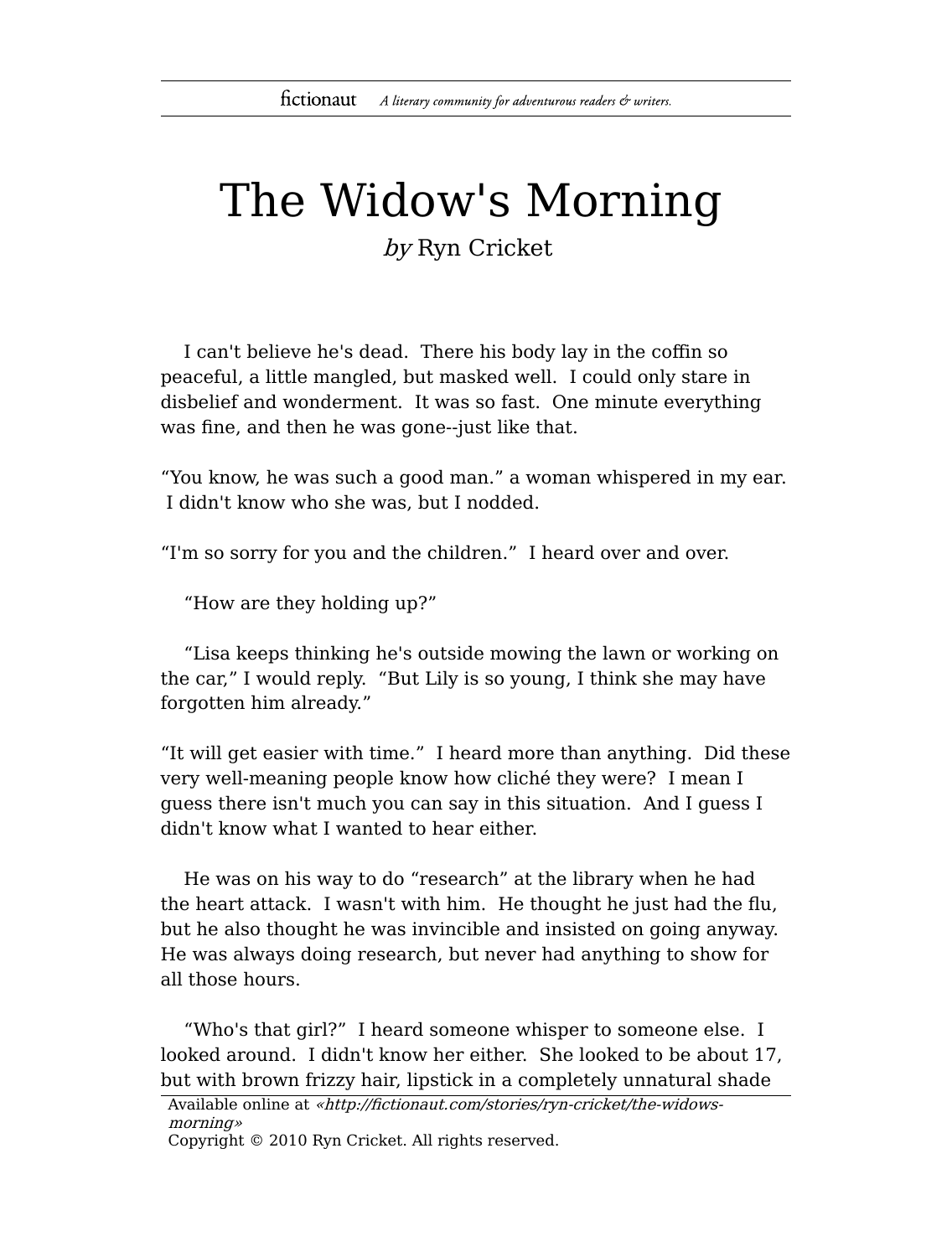# The Widow's Morning

*by* Ryn Cricket

I can't believe he's dead. There his body lay in the coffin so peaceful, a little mangled, but masked well. I could only stare in disbelief and wonderment. It was so fast. One minute everything was fine, and then he was gone--just like that.

“You know, he was such a good man.” a woman whispered in my ear. I didn't know who she was, but I nodded.

“I'm so sorry for you and the children.” I heard over and over.

“How are they holding up?”

“Lisa keeps thinking he's outside mowing the lawn or working on the car,” I would reply. “But Lily is so young, I think she may have forgotten him already.”

“It will get easier with time.” I heard more than anything. Did these very well-meaning people know how cliché they were? I mean I guess there isn't much you can say in this situation. And I guess I didn't know what I wanted to hear either.

He was on his way to do “research” at the library when he had the heart attack. I wasn't with him. He thought he just had the flu, but he also thought he was invincible and insisted on going anyway. He was always doing research, but never had anything to show for all those hours.

“Who's that girl?” I heard someone whisper to someone else. I looked around. I didn't know her either. She looked to be about 17, but with brown frizzy hair, lipstick in a completely unnatural shade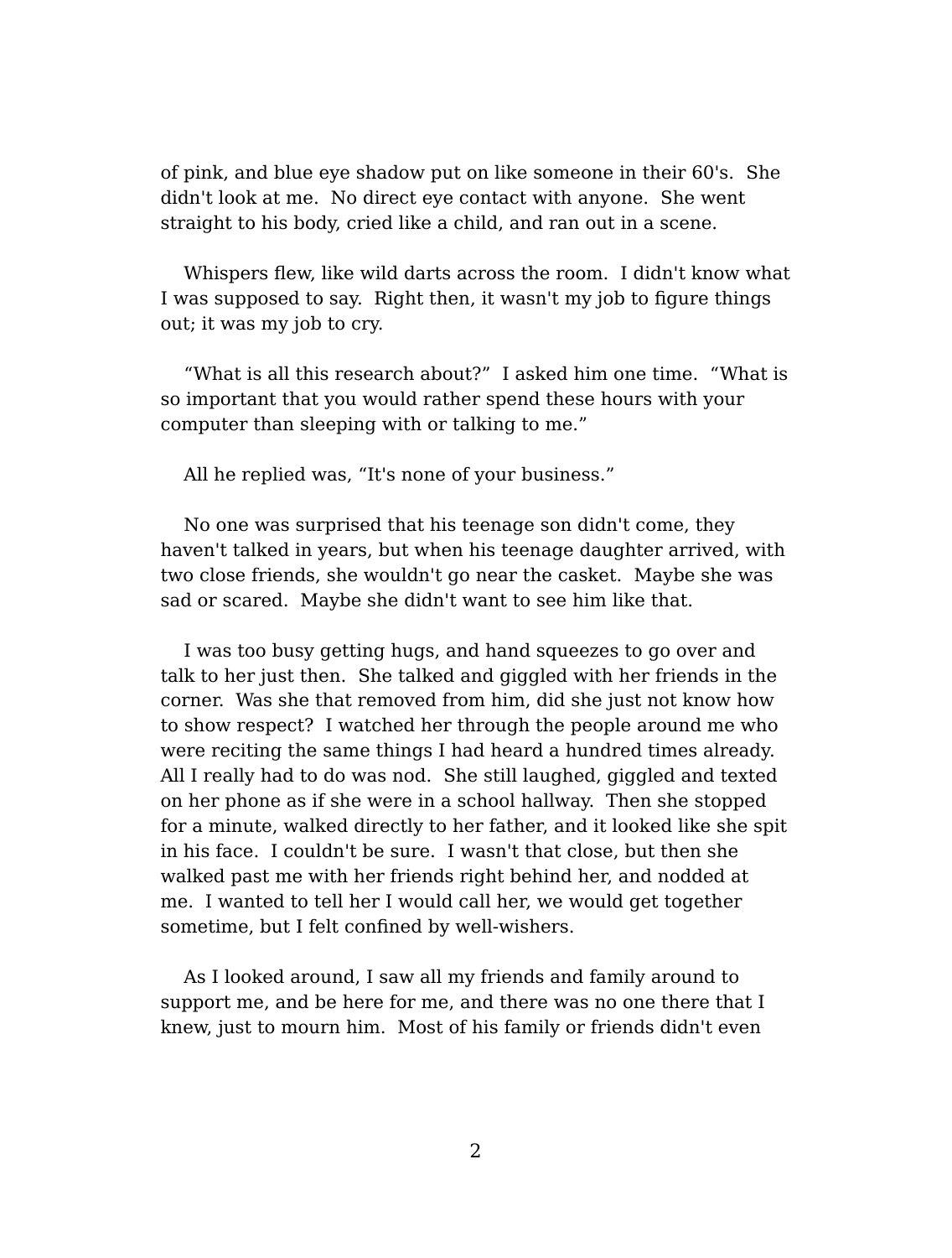of pink, and blue eye shadow put on like someone in their 60's.  She didn't look at me.  No direct eye contact with anyone.  She went straight to his body, cried like a child, and ran out in a scene.

Whispers flew, like wild darts across the room.  I didn't know what I was supposed to say.  Right then, it wasn't my job to figure things out; it was my job to cry.

"What is all this research about?"  I asked him one time.  "What is so important that you would rather spend these hours with your computer than sleeping with or talking to me."

All he replied was, "It's none of your business."

No one was surprised that his teenage son didn't come, they haven't talked in years, but when his teenage daughter arrived, with two close friends, she wouldn't go near the casket.  Maybe she was sad or scared.  Maybe she didn't want to see him like that.

I was too busy getting hugs, and hand squeezes to go over and talk to her just then.  She talked and giggled with her friends in the corner.  Was she that removed from him, did she just not know how to show respect?  I watched her through the people around me who were reciting the same things I had heard a hundred times already.  All I really had to do was nod.  She still laughed, giggled and texted on her phone as if she were in a school hallway.  Then she stopped for a minute, walked directly to her father, and it looked like she spit in his face.  I couldn't be sure.  I wasn't that close, but then she walked past me with her friends right behind her, and nodded at me.  I wanted to tell her I would call her, we would get together sometime, but I felt confined by well-wishers.

As I looked around, I saw all my friends and family around to support me, and be here for me, and there was no one there that I knew, just to mourn him.  Most of his family or friends didn't even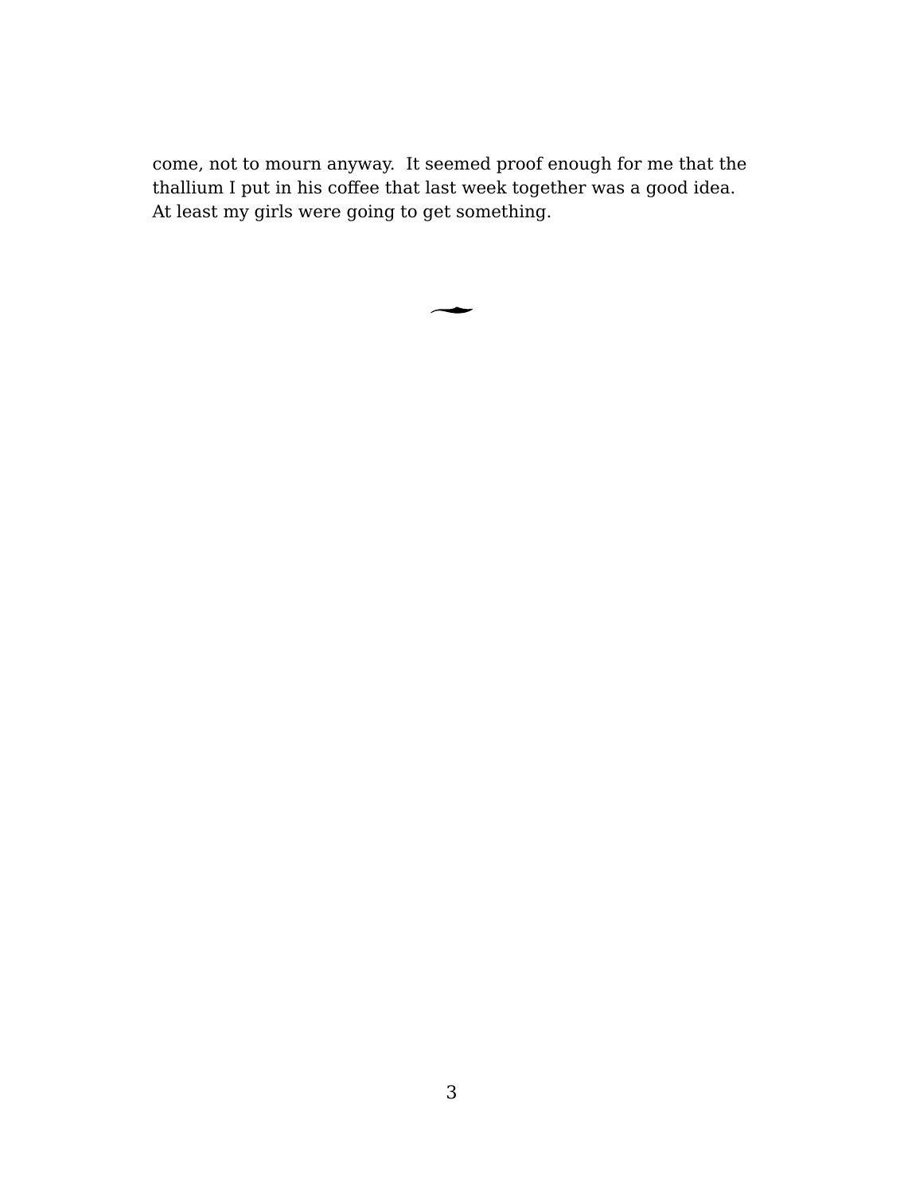come, not to mourn anyway. It seemed proof enough for me that the thallium I put in his coffee that last week together was a good idea. At least my girls were going to get something.